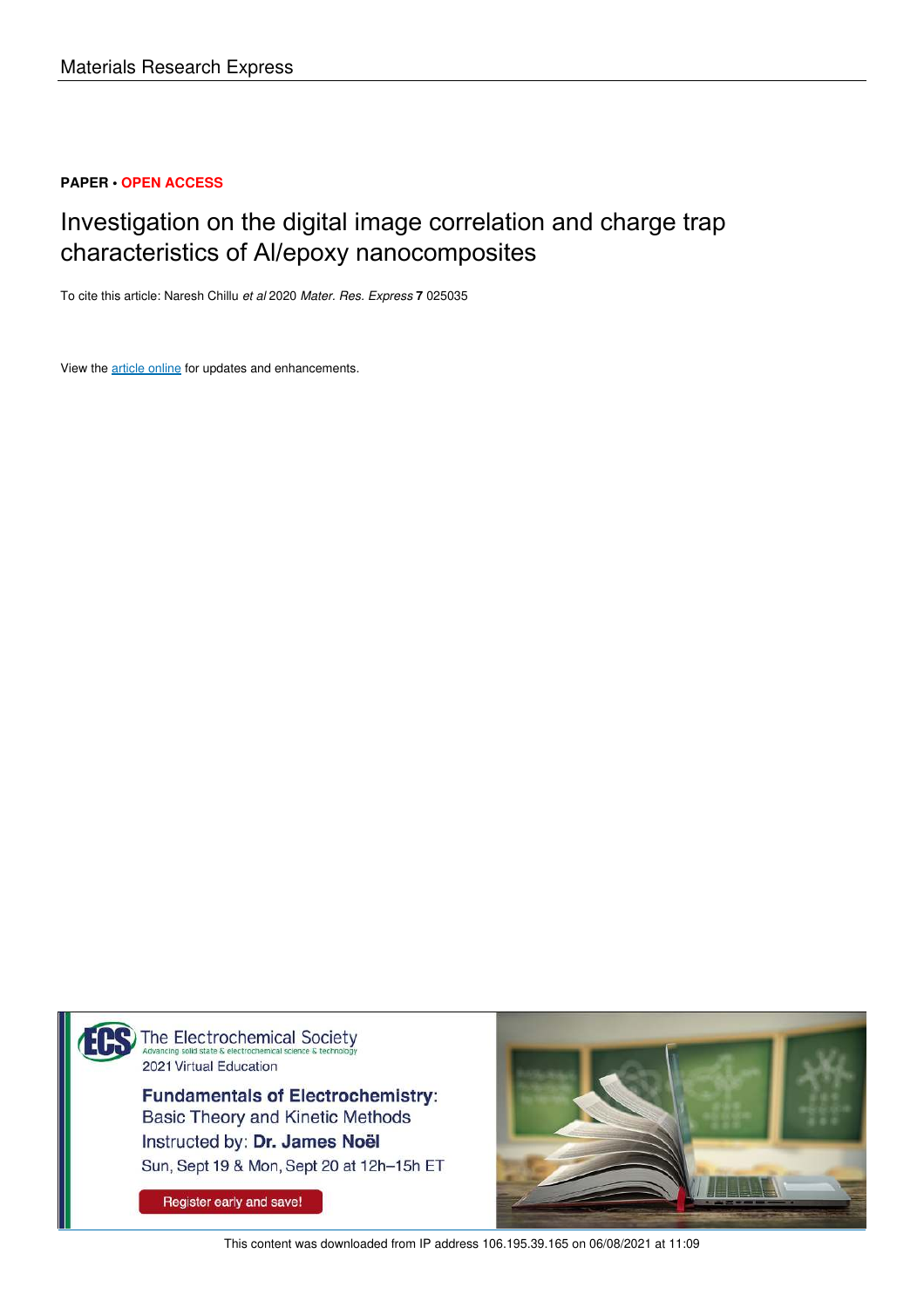Materials Research Express

**PAPER • OPEN ACCESS**

# Investigation on the digital image correlation and charge trap characteristics of Al/epoxy nanocomposites

To cite this article: Naresh Chillu *et al* 2020 *Mater. Res. Express* **7** 025035

View the article online for updates and enhancements.

The Electrochemical Society
Advancing solid state & electrochemical science & technology
2021 Virtual Education

**Fundamentals of Electrochemistry**: Basic Theory and Kinetic Methods
Instructed by: **Dr. James Noël**
Sun, Sept 19 & Mon, Sept 20 at 12h–15h ET

Register early and save!

This content was downloaded from IP address 106.195.39.165 on 06/08/2021 at 11:09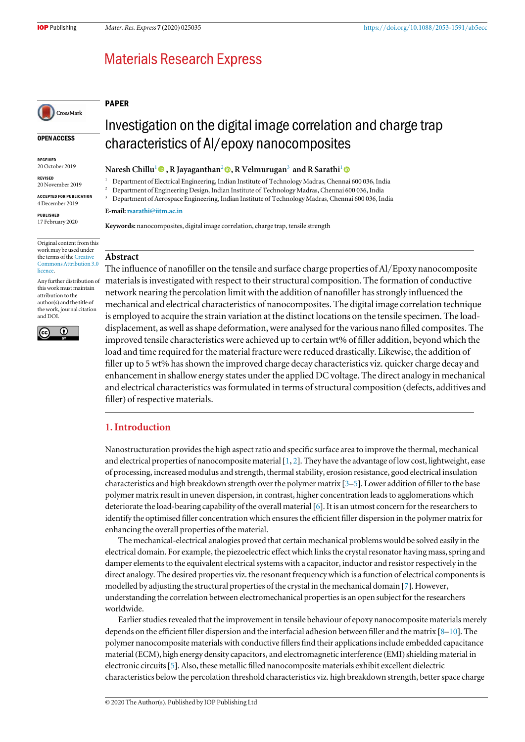# Investigation on the digital image correlation and charge trap characteristics of Al/epoxy nanocomposites

**PAPER**

**OPEN ACCESS**

RECEIVED
20 October 2019

REVISED
20 November 2019

ACCEPTED FOR PUBLICATION
4 December 2019

PUBLISHED
17 February 2020

Original content from this work may be used under the terms of the Creative Commons Attribution 3.0 licence.

Any further distribution of this work must maintain attribution to the author(s) and the title of the work, journal citation and DOI.

**Naresh Chillu**[1], **R Jayaganthan**[2], **R Velmurugan**[3] **and R Sarathi**[1]

[1] Department of Electrical Engineering, Indian Institute of Technology Madras, Chennai 600 036, India
[2] Department of Engineering Design, Indian Institute of Technology Madras, Chennai 600 036, India
[3] Department of Aerospace Engineering, Indian Institute of Technology Madras, Chennai 600 036, India

**E-mail:** rsarathi@iitm.ac.in

**Keywords:** nanocomposites, digital image correlation, charge trap, tensile strength

## Abstract

The influence of nanofiller on the tensile and surface charge properties of Al/Epoxy nanocomposite materials is investigated with respect to their structural composition. The formation of conductive network nearing the percolation limit with the addition of nanofiller has strongly influenced the mechanical and electrical characteristics of nanocomposites. The digital image correlation technique is employed to acquire the strain variation at the distinct locations on the tensile specimen. The load-displacement, as well as shape deformation, were analysed for the various nano filled composites. The improved tensile characteristics were achieved up to certain wt% of filler addition, beyond which the load and time required for the material fracture were reduced drastically. Likewise, the addition of filler up to 5 wt% has shown the improved charge decay characteristics viz. quicker charge decay and enhancement in shallow energy states under the applied DC voltage. The direct analogy in mechanical and electrical characteristics was formulated in terms of structural composition (defects, additives and filler) of respective materials.

## 1. Introduction

Nanostructuration provides the high aspect ratio and specific surface area to improve the thermal, mechanical and electrical properties of nanocomposite material [1, 2]. They have the advantage of low cost, lightweight, ease of processing, increased modulus and strength, thermal stability, erosion resistance, good electrical insulation characteristics and high breakdown strength over the polymer matrix [3–5]. Lower addition of filler to the base polymer matrix result in uneven dispersion, in contrast, higher concentration leads to agglomerations which deteriorate the load-bearing capability of the overall material [6]. It is an utmost concern for the researchers to identify the optimised filler concentration which ensures the efficient filler dispersion in the polymer matrix for enhancing the overall properties of the material.

The mechanical-electrical analogies proved that certain mechanical problems would be solved easily in the electrical domain. For example, the piezoelectric effect which links the crystal resonator having mass, spring and damper elements to the equivalent electrical systems with a capacitor, inductor and resistor respectively in the direct analogy. The desired properties viz. the resonant frequency which is a function of electrical components is modelled by adjusting the structural properties of the crystal in the mechanical domain [7]. However, understanding the correlation between electromechanical properties is an open subject for the researchers worldwide.

Earlier studies revealed that the improvement in tensile behaviour of epoxy nanocomposite materials merely depends on the efficient filler dispersion and the interfacial adhesion between filler and the matrix [8–10]. The polymer nanocomposite materials with conductive fillers find their applications include embedded capacitance material (ECM), high energy density capacitors, and electromagnetic interference (EMI) shielding material in electronic circuits [5]. Also, these metallic filled nanocomposite materials exhibit excellent dielectric characteristics below the percolation threshold characteristics viz. high breakdown strength, better space charge

© 2020 The Author(s). Published by IOP Publishing Ltd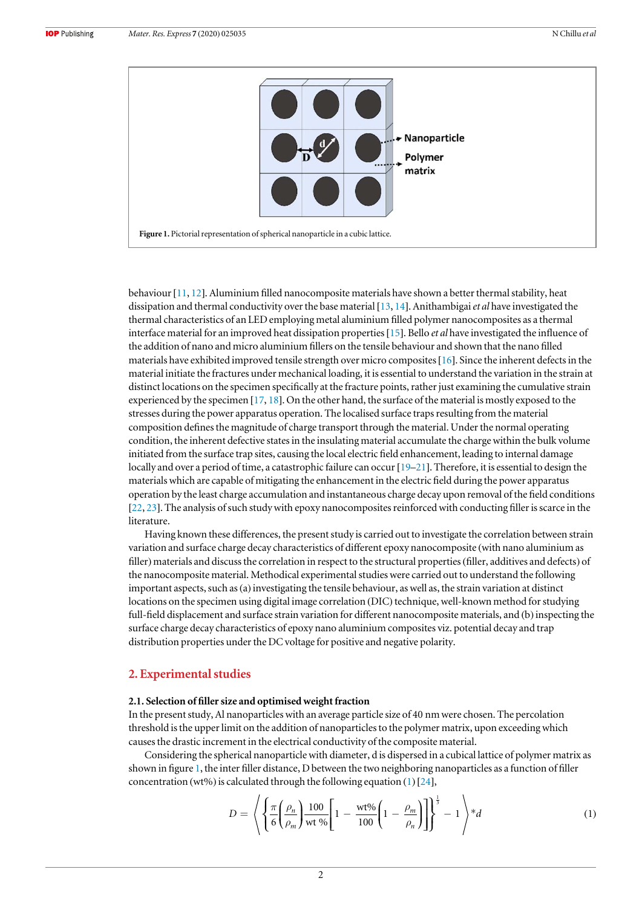Figure 1. Pictorial representation of spherical nanoparticle in a cubic lattice.

behaviour [11, 12]. Aluminium filled nanocomposite materials have shown a better thermal stability, heat dissipation and thermal conductivity over the base material [13, 14]. Anithambigai *et al* have investigated the thermal characteristics of an LED employing metal aluminium filled polymer nanocomposites as a thermal interface material for an improved heat dissipation properties [15]. Bello *et al* have investigated the influence of the addition of nano and micro aluminium fillers on the tensile behaviour and shown that the nano filled materials have exhibited improved tensile strength over micro composites [16]. Since the inherent defects in the material initiate the fractures under mechanical loading, it is essential to understand the variation in the strain at distinct locations on the specimen specifically at the fracture points, rather just examining the cumulative strain experienced by the specimen [17, 18]. On the other hand, the surface of the material is mostly exposed to the stresses during the power apparatus operation. The localised surface traps resulting from the material composition defines the magnitude of charge transport through the material. Under the normal operating condition, the inherent defective states in the insulating material accumulate the charge within the bulk volume initiated from the surface trap sites, causing the local electric field enhancement, leading to internal damage locally and over a period of time, a catastrophic failure can occur [19–21]. Therefore, it is essential to design the materials which are capable of mitigating the enhancement in the electric field during the power apparatus operation by the least charge accumulation and instantaneous charge decay upon removal of the field conditions [22, 23]. The analysis of such study with epoxy nanocomposites reinforced with conducting filler is scarce in the literature.

Having known these differences, the present study is carried out to investigate the correlation between strain variation and surface charge decay characteristics of different epoxy nanocomposite (with nano aluminium as filler) materials and discuss the correlation in respect to the structural properties (filler, additives and defects) of the nanocomposite material. Methodical experimental studies were carried out to understand the following important aspects, such as (a) investigating the tensile behaviour, as well as, the strain variation at distinct locations on the specimen using digital image correlation (DIC) technique, well-known method for studying full-field displacement and surface strain variation for different nanocomposite materials, and (b) inspecting the surface charge decay characteristics of epoxy nano aluminium composites viz. potential decay and trap distribution properties under the DC voltage for positive and negative polarity.

## 2. Experimental studies

### 2.1. Selection of filler size and optimised weight fraction

In the present study, Al nanoparticles with an average particle size of 40 nm were chosen. The percolation threshold is the upper limit on the addition of nanoparticles to the polymer matrix, upon exceeding which causes the drastic increment in the electrical conductivity of the composite material.

Considering the spherical nanoparticle with diameter, d is dispersed in a cubical lattice of polymer matrix as shown in figure 1, the inter filler distance, D between the two neighboring nanoparticles as a function of filler concentration (wt%) is calculated through the following equation (1) [24],

$$D = \left\langle \left\{ \frac{\pi}{6} \left( \frac{\rho_n}{\rho_m} \right) \frac{100}{\text{wt }\%} \left[ 1 - \frac{\text{wt}\%}{100} \left( 1 - \frac{\rho_m}{\rho_n} \right) \right] \right\}^{\frac{1}{3}} - 1 \right\rangle * d \tag{1}$$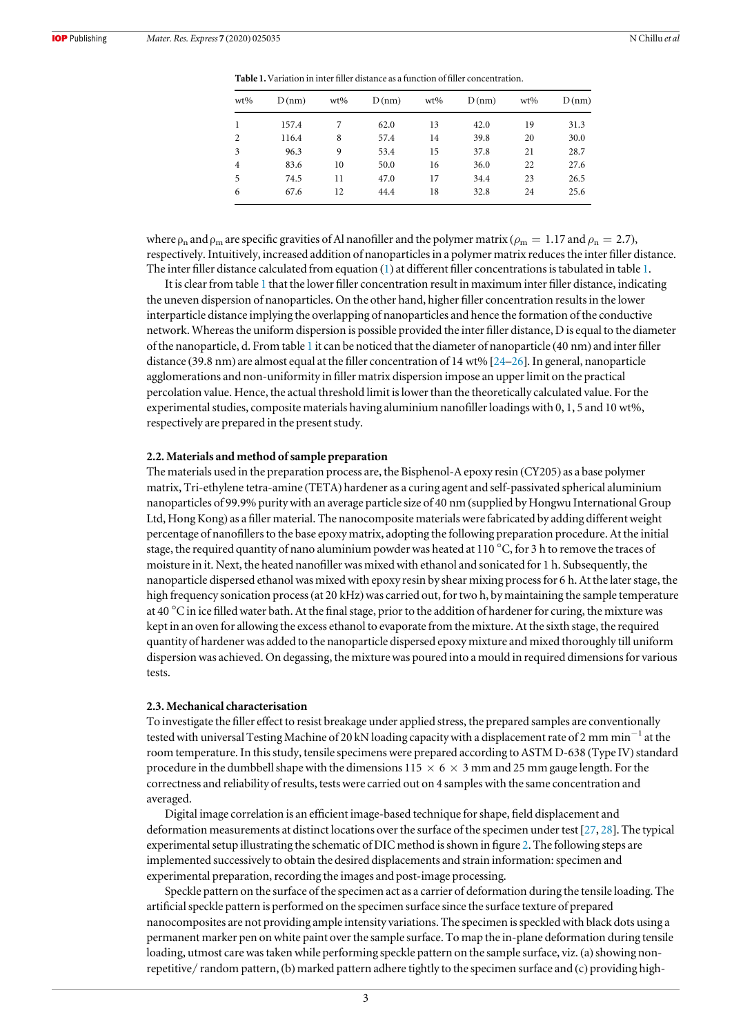**Table 1.** Variation in inter filler distance as a function of filler concentration.

| wt% | D (nm) | wt% | D (nm) | wt% | D (nm) | wt% | D (nm) |
|---|---|---|---|---|---|---|---|
| 1 | 157.4 | 7 | 62.0 | 13 | 42.0 | 19 | 31.3 |
| 2 | 116.4 | 8 | 57.4 | 14 | 39.8 | 20 | 30.0 |
| 3 | 96.3 | 9 | 53.4 | 15 | 37.8 | 21 | 28.7 |
| 4 | 83.6 | 10 | 50.0 | 16 | 36.0 | 22 | 27.6 |
| 5 | 74.5 | 11 | 47.0 | 17 | 34.4 | 23 | 26.5 |
| 6 | 67.6 | 12 | 44.4 | 18 | 32.8 | 24 | 25.6 |

where $\rho_n$ and $\rho_m$ are specific gravities of Al nanofiller and the polymer matrix ($\rho_m = 1.17$ and $\rho_n = 2.7$), respectively. Intuitively, increased addition of nanoparticles in a polymer matrix reduces the inter filler distance. The inter filler distance calculated from equation (1) at different filler concentrations is tabulated in table 1.

It is clear from table 1 that the lower filler concentration result in maximum inter filler distance, indicating the uneven dispersion of nanoparticles. On the other hand, higher filler concentration results in the lower interparticle distance implying the overlapping of nanoparticles and hence the formation of the conductive network. Whereas the uniform dispersion is possible provided the inter filler distance, D is equal to the diameter of the nanoparticle, d. From table 1 it can be noticed that the diameter of nanoparticle (40 nm) and inter filler distance (39.8 nm) are almost equal at the filler concentration of 14 wt% [24–26]. In general, nanoparticle agglomerations and non-uniformity in filler matrix dispersion impose an upper limit on the practical percolation value. Hence, the actual threshold limit is lower than the theoretically calculated value. For the experimental studies, composite materials having aluminium nanofiller loadings with 0, 1, 5 and 10 wt%, respectively are prepared in the present study.

### 2.2. Materials and method of sample preparation

The materials used in the preparation process are, the Bisphenol-A epoxy resin (CY205) as a base polymer matrix, Tri-ethylene tetra-amine (TETA) hardener as a curing agent and self-passivated spherical aluminium nanoparticles of 99.9% purity with an average particle size of 40 nm (supplied by Hongwu International Group Ltd, Hong Kong) as a filler material. The nanocomposite materials were fabricated by adding different weight percentage of nanofillers to the base epoxy matrix, adopting the following preparation procedure. At the initial stage, the required quantity of nano aluminium powder was heated at 110 °C, for 3 h to remove the traces of moisture in it. Next, the heated nanofiller was mixed with ethanol and sonicated for 1 h. Subsequently, the nanoparticle dispersed ethanol was mixed with epoxy resin by shear mixing process for 6 h. At the later stage, the high frequency sonication process (at 20 kHz) was carried out, for two h, by maintaining the sample temperature at 40 °C in ice filled water bath. At the final stage, prior to the addition of hardener for curing, the mixture was kept in an oven for allowing the excess ethanol to evaporate from the mixture. At the sixth stage, the required quantity of hardener was added to the nanoparticle dispersed epoxy mixture and mixed thoroughly till uniform dispersion was achieved. On degassing, the mixture was poured into a mould in required dimensions for various tests.

### 2.3. Mechanical characterisation

To investigate the filler effect to resist breakage under applied stress, the prepared samples are conventionally tested with universal Testing Machine of 20 kN loading capacity with a displacement rate of 2 mm $\text{min}^{-1}$ at the room temperature. In this study, tensile specimens were prepared according to ASTM D-638 (Type IV) standard procedure in the dumbbell shape with the dimensions $115 \times 6 \times 3$ mm and 25 mm gauge length. For the correctness and reliability of results, tests were carried out on 4 samples with the same concentration and averaged.

Digital image correlation is an efficient image-based technique for shape, field displacement and deformation measurements at distinct locations over the surface of the specimen under test [27, 28]. The typical experimental setup illustrating the schematic of DIC method is shown in figure 2. The following steps are implemented successively to obtain the desired displacements and strain information: specimen and experimental preparation, recording the images and post-image processing.

Speckle pattern on the surface of the specimen act as a carrier of deformation during the tensile loading. The artificial speckle pattern is performed on the specimen surface since the surface texture of prepared nanocomposites are not providing ample intensity variations. The specimen is speckled with black dots using a permanent marker pen on white paint over the sample surface. To map the in-plane deformation during tensile loading, utmost care was taken while performing speckle pattern on the sample surface, viz. (a) showing non-repetitive/ random pattern, (b) marked pattern adhere tightly to the specimen surface and (c) providing high-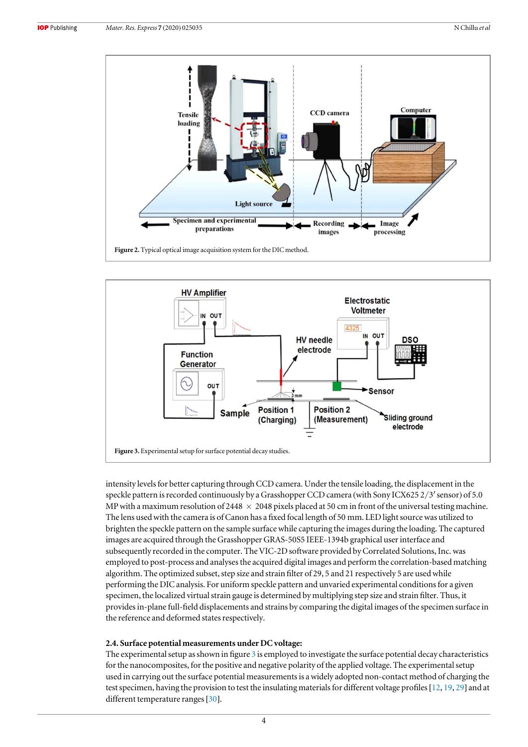Figure 2. Typical optical image acquisition system for the DIC method.

Figure 3. Experimental setup for surface potential decay studies.

intensity levels for better capturing through CCD camera. Under the tensile loading, the displacement in the speckle pattern is recorded continuously by a Grasshopper CCD camera (with Sony ICX625 2/3′ sensor) of 5.0 MP with a maximum resolution of 2448 × 2048 pixels placed at 50 cm in front of the universal testing machine. The lens used with the camera is of Canon has a fixed focal length of 50 mm. LED light source was utilized to brighten the speckle pattern on the sample surface while capturing the images during the loading. The captured images are acquired through the Grasshopper GRAS-50S5 IEEE-1394b graphical user interface and subsequently recorded in the computer. The VIC-2D software provided by Correlated Solutions, Inc. was employed to post-process and analyses the acquired digital images and perform the correlation-based matching algorithm. The optimized subset, step size and strain filter of 29, 5 and 21 respectively 5 are used while performing the DIC analysis. For uniform speckle pattern and unvaried experimental conditions for a given specimen, the localized virtual strain gauge is determined by multiplying step size and strain filter. Thus, it provides in-plane full-field displacements and strains by comparing the digital images of the specimen surface in the reference and deformed states respectively.

### 2.4. Surface potential measurements under DC voltage:

The experimental setup as shown in figure 3 is employed to investigate the surface potential decay characteristics for the nanocomposites, for the positive and negative polarity of the applied voltage. The experimental setup used in carrying out the surface potential measurements is a widely adopted non-contact method of charging the test specimen, having the provision to test the insulating materials for different voltage profiles [12, 19, 29] and at different temperature ranges [30].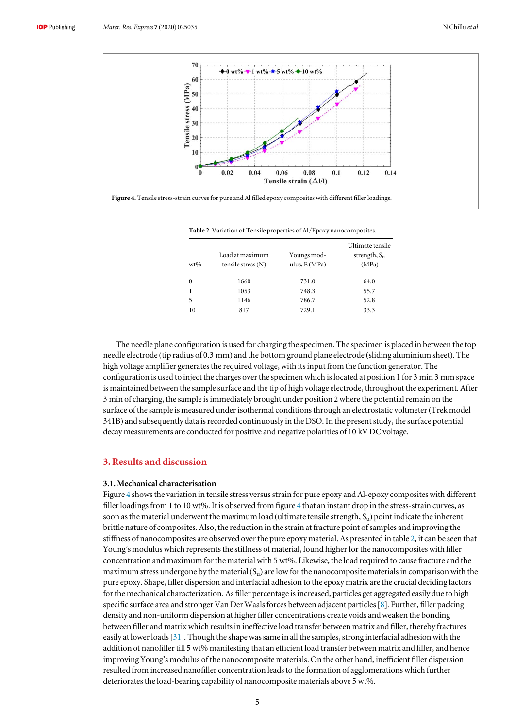Figure 4. Tensile stress-strain curves for pure and Al filled epoxy composites with different filler loadings.

Table 2. Variation of Tensile properties of Al/Epoxy nanocomposites.

| wt% | Load at maximum tensile stress (N) | Youngs modulus, E (MPa) | Ultimate tensile strength, $S_u$ (MPa) |
|---|---|---|---|
| 0 | 1660 | 731.0 | 64.0 |
| 1 | 1053 | 748.3 | 55.7 |
| 5 | 1146 | 786.7 | 52.8 |
| 10 | 817 | 729.1 | 33.3 |

The needle plane configuration is used for charging the specimen. The specimen is placed in between the top needle electrode (tip radius of 0.3 mm) and the bottom ground plane electrode (sliding aluminium sheet). The high voltage amplifier generates the required voltage, with its input from the function generator. The configuration is used to inject the charges over the specimen which is located at position 1 for 3 min 3 mm space is maintained between the sample surface and the tip of high voltage electrode, throughout the experiment. After 3 min of charging, the sample is immediately brought under position 2 where the potential remain on the surface of the sample is measured under isothermal conditions through an electrostatic voltmeter (Trek model 341B) and subsequently data is recorded continuously in the DSO. In the present study, the surface potential decay measurements are conducted for positive and negative polarities of 10 kV DC voltage.

## 3. Results and discussion

### 3.1. Mechanical characterisation

Figure 4 shows the variation in tensile stress versus strain for pure epoxy and Al-epoxy composites with different filler loadings from 1 to 10 wt%. It is observed from figure 4 that an instant drop in the stress-strain curves, as soon as the material underwent the maximum load (ultimate tensile strength, $S_u$) point indicate the inherent brittle nature of composites. Also, the reduction in the strain at fracture point of samples and improving the stiffness of nanocomposites are observed over the pure epoxy material. As presented in table 2, it can be seen that Young's modulus which represents the stiffness of material, found higher for the nanocomposites with filler concentration and maximum for the material with 5 wt%. Likewise, the load required to cause fracture and the maximum stress undergone by the material ($S_u$) are low for the nanocomposite materials in comparison with the pure epoxy. Shape, filler dispersion and interfacial adhesion to the epoxy matrix are the crucial deciding factors for the mechanical characterization. As filler percentage is increased, particles get aggregated easily due to high specific surface area and stronger Van Der Waals forces between adjacent particles [8]. Further, filler packing density and non-uniform dispersion at higher filler concentrations create voids and weaken the bonding between filler and matrix which results in ineffective load transfer between matrix and filler, thereby fractures easily at lower loads [31]. Though the shape was same in all the samples, strong interfacial adhesion with the addition of nanofiller till 5 wt% manifesting that an efficient load transfer between matrix and filler, and hence improving Young's modulus of the nanocomposite materials. On the other hand, inefficient filler dispersion resulted from increased nanofiller concentration leads to the formation of agglomerations which further deteriorates the load-bearing capability of nanocomposite materials above 5 wt%.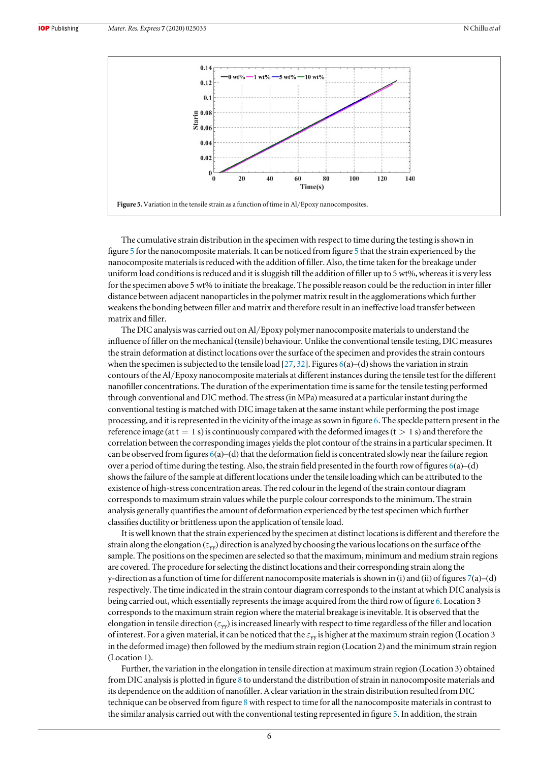Figure 5. Variation in the tensile strain as a function of time in Al/Epoxy nanocomposites.

The cumulative strain distribution in the specimen with respect to time during the testing is shown in figure 5 for the nanocomposite materials. It can be noticed from figure 5 that the strain experienced by the nanocomposite materials is reduced with the addition of filler. Also, the time taken for the breakage under uniform load conditions is reduced and it is sluggish till the addition of filler up to 5 wt%, whereas it is very less for the specimen above 5 wt% to initiate the breakage. The possible reason could be the reduction in inter filler distance between adjacent nanoparticles in the polymer matrix result in the agglomerations which further weakens the bonding between filler and matrix and therefore result in an ineffective load transfer between matrix and filler.

The DIC analysis was carried out on Al/Epoxy polymer nanocomposite materials to understand the influence of filler on the mechanical (tensile) behaviour. Unlike the conventional tensile testing, DIC measures the strain deformation at distinct locations over the surface of the specimen and provides the strain contours when the specimen is subjected to the tensile load [27, 32]. Figures 6(a)–(d) shows the variation in strain contours of the Al/Epoxy nanocomposite materials at different instances during the tensile test for the different nanofiller concentrations. The duration of the experimentation time is same for the tensile testing performed through conventional and DIC method. The stress (in MPa) measured at a particular instant during the conventional testing is matched with DIC image taken at the same instant while performing the post image processing, and it is represented in the vicinity of the image as sown in figure 6. The speckle pattern present in the reference image (at $t = 1$ s) is continuously compared with the deformed images ($t > 1$ s) and therefore the correlation between the corresponding images yields the plot contour of the strains in a particular specimen. It can be observed from figures 6(a)–(d) that the deformation field is concentrated slowly near the failure region over a period of time during the testing. Also, the strain field presented in the fourth row of figures 6(a)–(d) shows the failure of the sample at different locations under the tensile loading which can be attributed to the existence of high-stress concentration areas. The red colour in the legend of the strain contour diagram corresponds to maximum strain values while the purple colour corresponds to the minimum. The strain analysis generally quantifies the amount of deformation experienced by the test specimen which further classifies ductility or brittleness upon the application of tensile load.

It is well known that the strain experienced by the specimen at distinct locations is different and therefore the strain along the elongation ($\varepsilon_{yy}$) direction is analyzed by choosing the various locations on the surface of the sample. The positions on the specimen are selected so that the maximum, minimum and medium strain regions are covered. The procedure for selecting the distinct locations and their corresponding strain along the y-direction as a function of time for different nanocomposite materials is shown in (i) and (ii) of figures 7(a)–(d) respectively. The time indicated in the strain contour diagram corresponds to the instant at which DIC analysis is being carried out, which essentially represents the image acquired from the third row of figure 6. Location 3 corresponds to the maximum strain region where the material breakage is inevitable. It is observed that the elongation in tensile direction ($\varepsilon_{yy}$) is increased linearly with respect to time regardless of the filler and location of interest. For a given material, it can be noticed that the $\varepsilon_{yy}$ is higher at the maximum strain region (Location 3 in the deformed image) then followed by the medium strain region (Location 2) and the minimum strain region (Location 1).

Further, the variation in the elongation in tensile direction at maximum strain region (Location 3) obtained from DIC analysis is plotted in figure 8 to understand the distribution of strain in nanocomposite materials and its dependence on the addition of nanofiller. A clear variation in the strain distribution resulted from DIC technique can be observed from figure 8 with respect to time for all the nanocomposite materials in contrast to the similar analysis carried out with the conventional testing represented in figure 5. In addition, the strain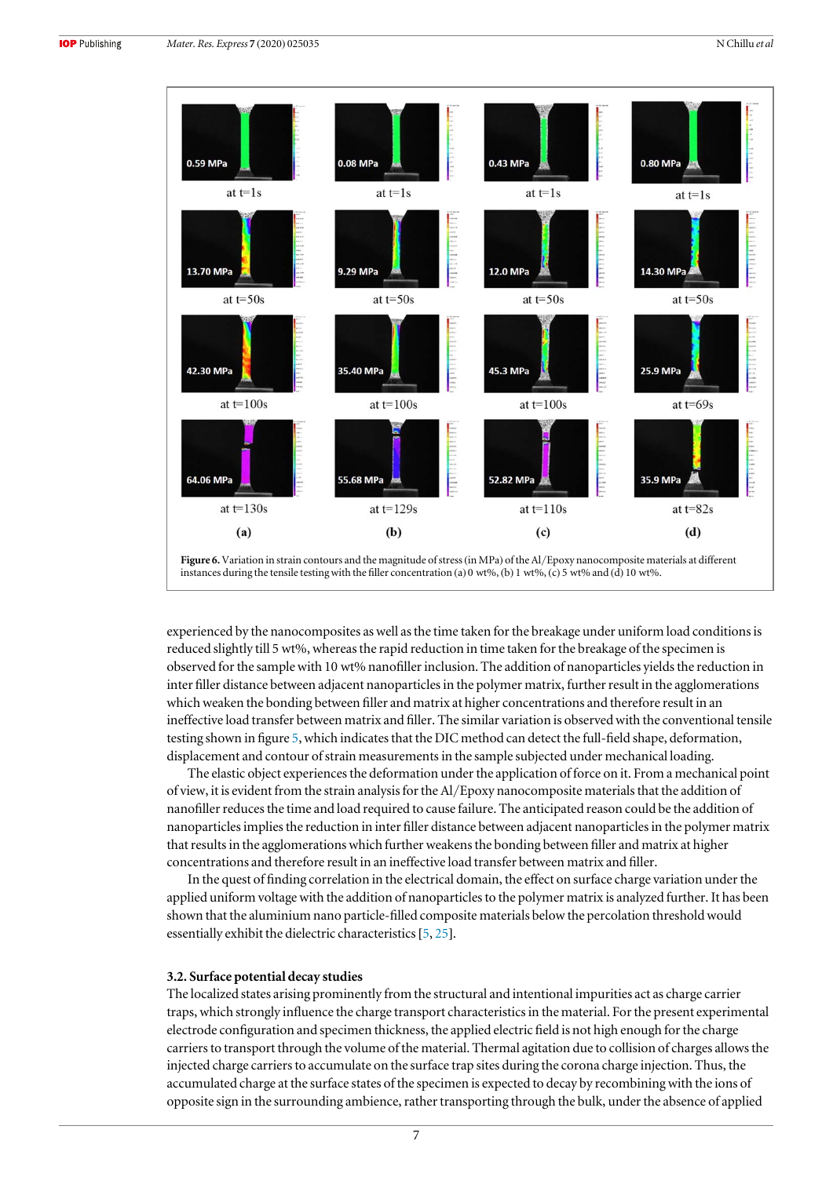0.59 MPa
at t=1s

0.08 MPa
at t=1s

0.43 MPa
at t=1s

0.80 MPa
at t=1s

13.70 MPa
at t=50s

9.29 MPa
at t=50s

12.0 MPa
at t=50s

14.30 MPa
at t=50s

42.30 MPa
at t=100s

35.40 MPa
at t=100s

45.3 MPa
at t=100s

25.9 MPa
at t=69s

64.06 MPa
at t=130s

55.68 MPa
at t=129s

52.82 MPa
at t=110s

35.9 MPa
at t=82s

(a) (b) (c) (d)

**Figure 6.** Variation in strain contours and the magnitude of stress (in MPa) of the Al/Epoxy nanocomposite materials at different instances during the tensile testing with the filler concentration (a) 0 wt%, (b) 1 wt%, (c) 5 wt% and (d) 10 wt%.

experienced by the nanocomposites as well as the time taken for the breakage under uniform load conditions is reduced slightly till 5 wt%, whereas the rapid reduction in time taken for the breakage of the specimen is observed for the sample with 10 wt% nanofiller inclusion. The addition of nanoparticles yields the reduction in inter filler distance between adjacent nanoparticles in the polymer matrix, further result in the agglomerations which weaken the bonding between filler and matrix at higher concentrations and therefore result in an ineffective load transfer between matrix and filler. The similar variation is observed with the conventional tensile testing shown in figure 5, which indicates that the DIC method can detect the full-field shape, deformation, displacement and contour of strain measurements in the sample subjected under mechanical loading.

The elastic object experiences the deformation under the application of force on it. From a mechanical point of view, it is evident from the strain analysis for the Al/Epoxy nanocomposite materials that the addition of nanofiller reduces the time and load required to cause failure. The anticipated reason could be the addition of nanoparticles implies the reduction in inter filler distance between adjacent nanoparticles in the polymer matrix that results in the agglomerations which further weakens the bonding between filler and matrix at higher concentrations and therefore result in an ineffective load transfer between matrix and filler.

In the quest of finding correlation in the electrical domain, the effect on surface charge variation under the applied uniform voltage with the addition of nanoparticles to the polymer matrix is analyzed further. It has been shown that the aluminium nano particle-filled composite materials below the percolation threshold would essentially exhibit the dielectric characteristics [5, 25].

### 3.2. Surface potential decay studies

The localized states arising prominently from the structural and intentional impurities act as charge carrier traps, which strongly influence the charge transport characteristics in the material. For the present experimental electrode configuration and specimen thickness, the applied electric field is not high enough for the charge carriers to transport through the volume of the material. Thermal agitation due to collision of charges allows the injected charge carriers to accumulate on the surface trap sites during the corona charge injection. Thus, the accumulated charge at the surface states of the specimen is expected to decay by recombining with the ions of opposite sign in the surrounding ambience, rather transporting through the bulk, under the absence of applied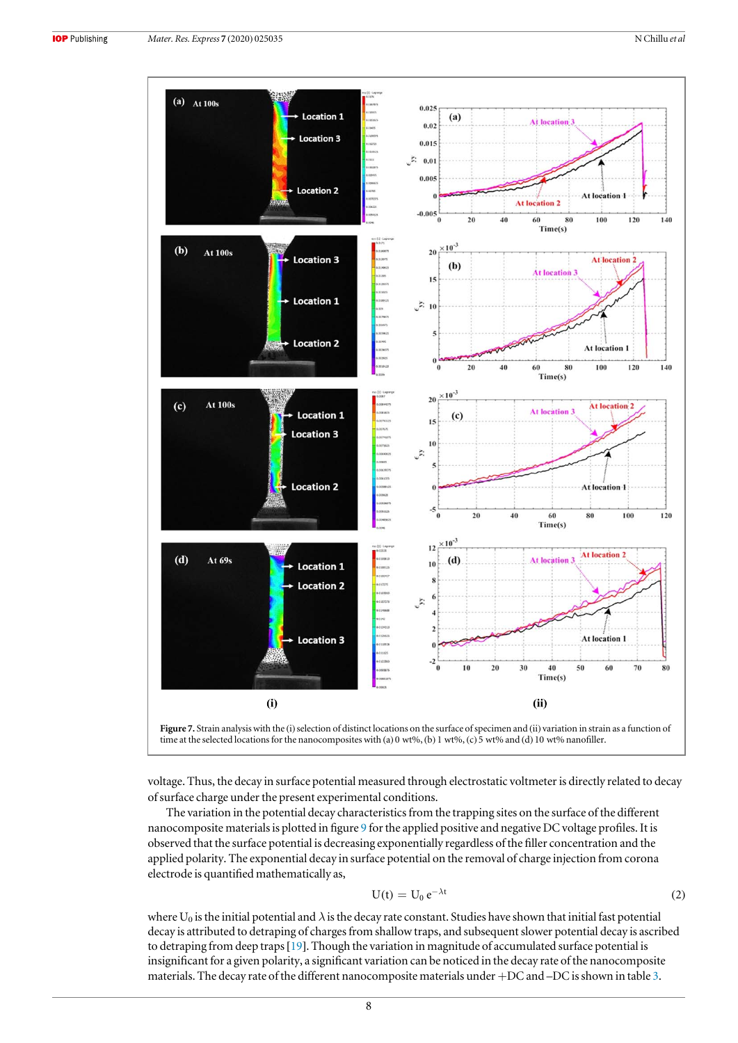Figure 7. Strain analysis with the (i) selection of distinct locations on the surface of specimen and (ii) variation in strain as a function of time at the selected locations for the nanocomposites with (a) 0 wt%, (b) 1 wt%, (c) 5 wt% and (d) 10 wt% nanofiller.

voltage. Thus, the decay in surface potential measured through electrostatic voltmeter is directly related to decay of surface charge under the present experimental conditions.

The variation in the potential decay characteristics from the trapping sites on the surface of the different nanocomposite materials is plotted in figure 9 for the applied positive and negative DC voltage profiles. It is observed that the surface potential is decreasing exponentially regardless of the filler concentration and the applied polarity. The exponential decay in surface potential on the removal of charge injection from corona electrode is quantified mathematically as,

$$U(t) = U_0 \, e^{-\lambda t} \tag{2}$$

where $U_0$ is the initial potential and $\lambda$ is the decay rate constant. Studies have shown that initial fast potential decay is attributed to detraping of charges from shallow traps, and subsequent slower potential decay is ascribed to detraping from deep traps [19]. Though the variation in magnitude of accumulated surface potential is insignificant for a given polarity, a significant variation can be noticed in the decay rate of the nanocomposite materials. The decay rate of the different nanocomposite materials under +DC and –DC is shown in table 3.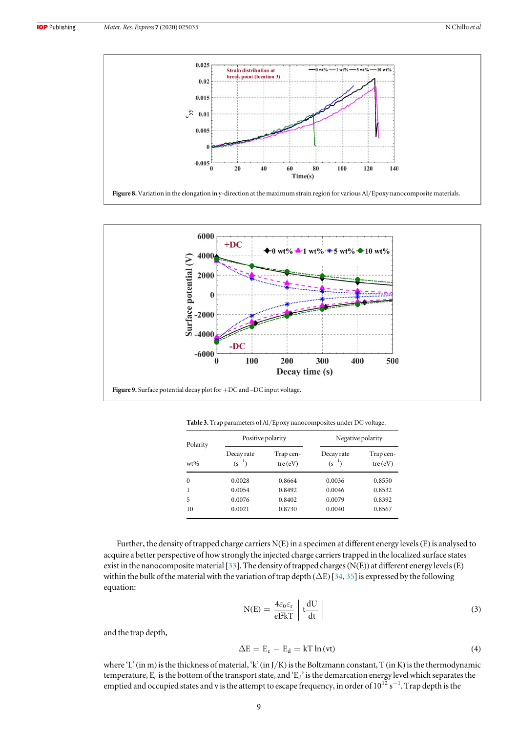Figure 8. Variation in the elongation in y-direction at the maximum strain region for various Al/Epoxy nanocomposite materials.

Figure 9. Surface potential decay plot for +DC and −DC input voltage.

**Table 3.** Trap parameters of Al/Epoxy nanocomposites under DC voltage.

| Polarity | Positive polarity | | Negative polarity | |
|---|---|---|---|---|
| wt% | Decay rate ($s^{-1}$) | Trap centre (eV) | Decay rate ($s^{-1}$) | Trap centre (eV) |
| 0 | 0.0028 | 0.8664 | 0.0036 | 0.8550 |
| 1 | 0.0054 | 0.8492 | 0.0046 | 0.8532 |
| 5 | 0.0076 | 0.8402 | 0.0079 | 0.8392 |
| 10 | 0.0021 | 0.8730 | 0.0040 | 0.8567 |

Further, the density of trapped charge carriers N(E) in a specimen at different energy levels (E) is analysed to acquire a better perspective of how strongly the injected charge carriers trapped in the localized surface states exist in the nanocomposite material [33]. The density of trapped charges (N(E)) at different energy levels (E) within the bulk of the material with the variation of trap depth ($\Delta$E) [34, 35] is expressed by the following equation:

$$N(E) = \frac{4\varepsilon_0\varepsilon_r}{eL^2kT}\left| t\frac{dU}{dt} \right| \tag{3}$$

and the trap depth,

$$\Delta E = E_c - E_d = kT\ln(vt) \tag{4}$$

where 'L' (in m) is the thickness of material, 'k' (in J/K) is the Boltzmann constant, T (in K) is the thermodynamic temperature, $E_c$ is the bottom of the transport state, and '$E_d$' is the demarcation energy level which separates the emptied and occupied states and v is the attempt to escape frequency, in order of $10^{12}$ $s^{-1}$. Trap depth is the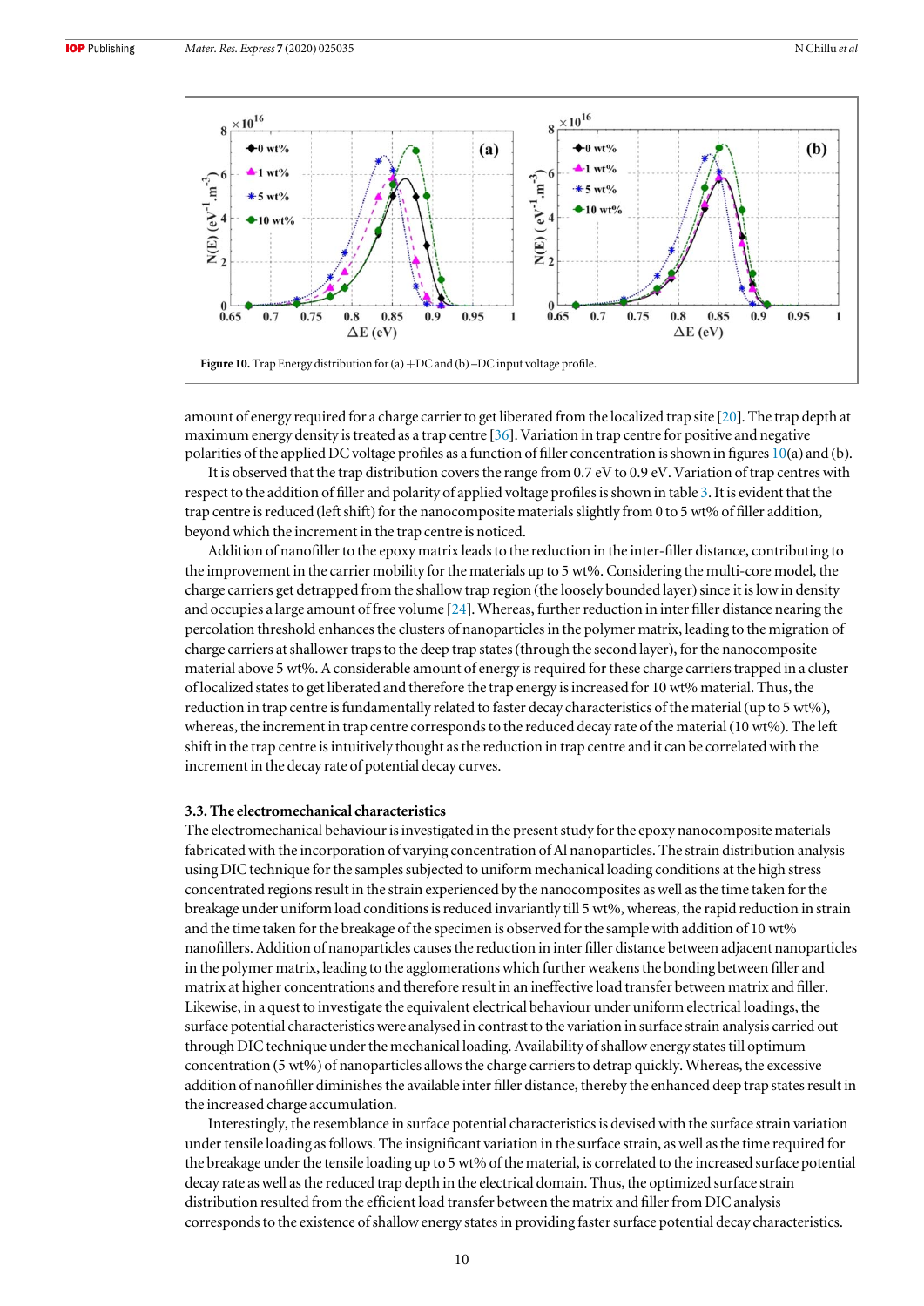Figure 10. Trap Energy distribution for (a) +DC and (b) −DC input voltage profile.

amount of energy required for a charge carrier to get liberated from the localized trap site [20]. The trap depth at maximum energy density is treated as a trap centre [36]. Variation in trap centre for positive and negative polarities of the applied DC voltage profiles as a function of filler concentration is shown in figures 10(a) and (b).

It is observed that the trap distribution covers the range from 0.7 eV to 0.9 eV. Variation of trap centres with respect to the addition of filler and polarity of applied voltage profiles is shown in table 3. It is evident that the trap centre is reduced (left shift) for the nanocomposite materials slightly from 0 to 5 wt% of filler addition, beyond which the increment in the trap centre is noticed.

Addition of nanofiller to the epoxy matrix leads to the reduction in the inter-filler distance, contributing to the improvement in the carrier mobility for the materials up to 5 wt%. Considering the multi-core model, the charge carriers get detrapped from the shallow trap region (the loosely bounded layer) since it is low in density and occupies a large amount of free volume [24]. Whereas, further reduction in inter filler distance nearing the percolation threshold enhances the clusters of nanoparticles in the polymer matrix, leading to the migration of charge carriers at shallower traps to the deep trap states (through the second layer), for the nanocomposite material above 5 wt%. A considerable amount of energy is required for these charge carriers trapped in a cluster of localized states to get liberated and therefore the trap energy is increased for 10 wt% material. Thus, the reduction in trap centre is fundamentally related to faster decay characteristics of the material (up to 5 wt%), whereas, the increment in trap centre corresponds to the reduced decay rate of the material (10 wt%). The left shift in the trap centre is intuitively thought as the reduction in trap centre and it can be correlated with the increment in the decay rate of potential decay curves.

### 3.3. The electromechanical characteristics

The electromechanical behaviour is investigated in the present study for the epoxy nanocomposite materials fabricated with the incorporation of varying concentration of Al nanoparticles. The strain distribution analysis using DIC technique for the samples subjected to uniform mechanical loading conditions at the high stress concentrated regions result in the strain experienced by the nanocomposites as well as the time taken for the breakage under uniform load conditions is reduced invariantly till 5 wt%, whereas, the rapid reduction in strain and the time taken for the breakage of the specimen is observed for the sample with addition of 10 wt% nanofillers. Addition of nanoparticles causes the reduction in inter filler distance between adjacent nanoparticles in the polymer matrix, leading to the agglomerations which further weakens the bonding between filler and matrix at higher concentrations and therefore result in an ineffective load transfer between matrix and filler. Likewise, in a quest to investigate the equivalent electrical behaviour under uniform electrical loadings, the surface potential characteristics were analysed in contrast to the variation in surface strain analysis carried out through DIC technique under the mechanical loading. Availability of shallow energy states till optimum concentration (5 wt%) of nanoparticles allows the charge carriers to detrap quickly. Whereas, the excessive addition of nanofiller diminishes the available inter filler distance, thereby the enhanced deep trap states result in the increased charge accumulation.

Interestingly, the resemblance in surface potential characteristics is devised with the surface strain variation under tensile loading as follows. The insignificant variation in the surface strain, as well as the time required for the breakage under the tensile loading up to 5 wt% of the material, is correlated to the increased surface potential decay rate as well as the reduced trap depth in the electrical domain. Thus, the optimized surface strain distribution resulted from the efficient load transfer between the matrix and filler from DIC analysis corresponds to the existence of shallow energy states in providing faster surface potential decay characteristics.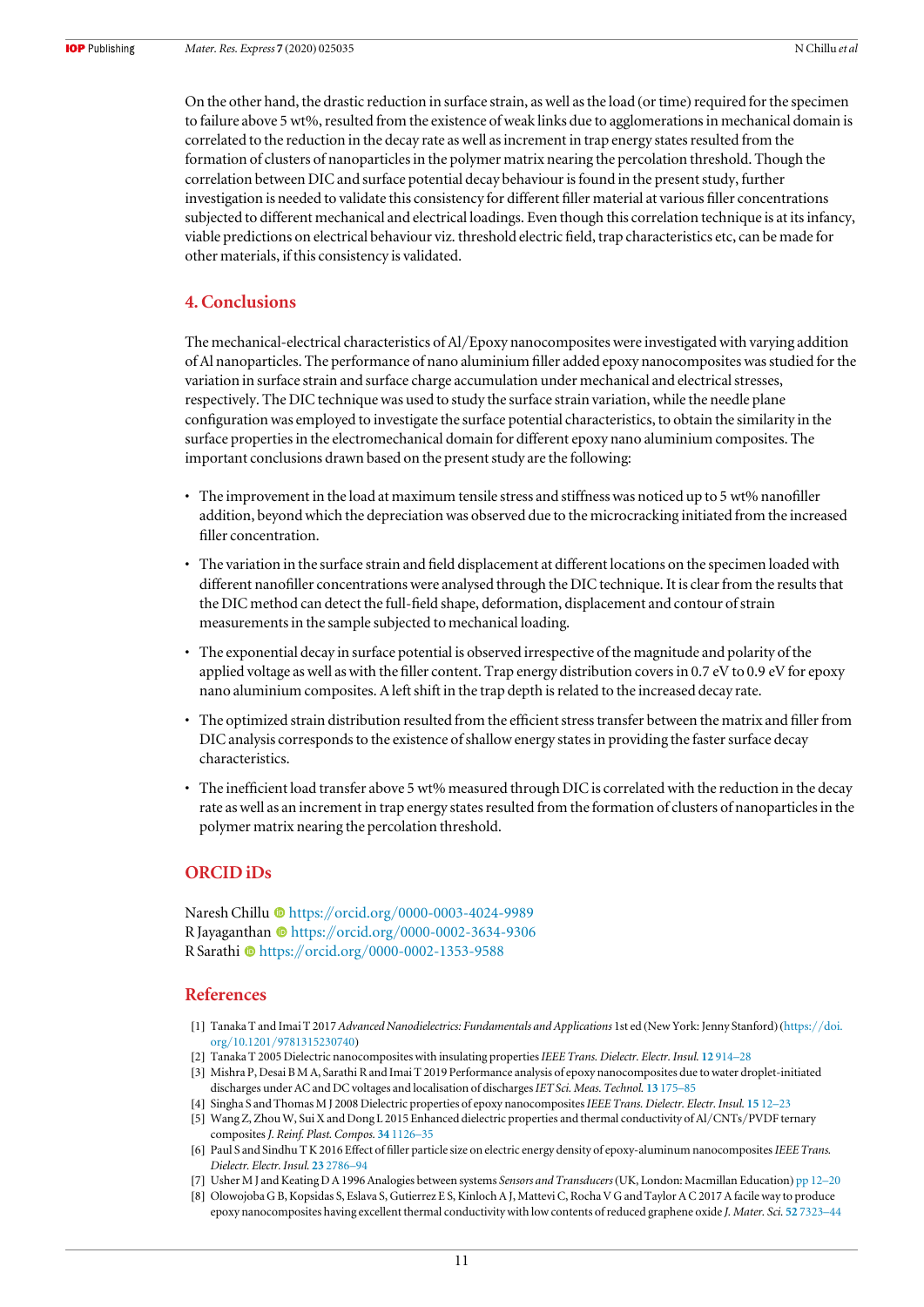On the other hand, the drastic reduction in surface strain, as well as the load (or time) required for the specimen to failure above 5 wt%, resulted from the existence of weak links due to agglomerations in mechanical domain is correlated to the reduction in the decay rate as well as increment in trap energy states resulted from the formation of clusters of nanoparticles in the polymer matrix nearing the percolation threshold. Though the correlation between DIC and surface potential decay behaviour is found in the present study, further investigation is needed to validate this consistency for different filler material at various filler concentrations subjected to different mechanical and electrical loadings. Even though this correlation technique is at its infancy, viable predictions on electrical behaviour viz. threshold electric field, trap characteristics etc, can be made for other materials, if this consistency is validated.

## 4. Conclusions

The mechanical-electrical characteristics of Al/Epoxy nanocomposites were investigated with varying addition of Al nanoparticles. The performance of nano aluminium filler added epoxy nanocomposites was studied for the variation in surface strain and surface charge accumulation under mechanical and electrical stresses, respectively. The DIC technique was used to study the surface strain variation, while the needle plane configuration was employed to investigate the surface potential characteristics, to obtain the similarity in the surface properties in the electromechanical domain for different epoxy nano aluminium composites. The important conclusions drawn based on the present study are the following:

- The improvement in the load at maximum tensile stress and stiffness was noticed up to 5 wt% nanofiller addition, beyond which the depreciation was observed due to the microcracking initiated from the increased filler concentration.
- The variation in the surface strain and field displacement at different locations on the specimen loaded with different nanofiller concentrations were analysed through the DIC technique. It is clear from the results that the DIC method can detect the full-field shape, deformation, displacement and contour of strain measurements in the sample subjected to mechanical loading.
- The exponential decay in surface potential is observed irrespective of the magnitude and polarity of the applied voltage as well as with the filler content. Trap energy distribution covers in 0.7 eV to 0.9 eV for epoxy nano aluminium composites. A left shift in the trap depth is related to the increased decay rate.
- The optimized strain distribution resulted from the efficient stress transfer between the matrix and filler from DIC analysis corresponds to the existence of shallow energy states in providing the faster surface decay characteristics.
- The inefficient load transfer above 5 wt% measured through DIC is correlated with the reduction in the decay rate as well as an increment in trap energy states resulted from the formation of clusters of nanoparticles in the polymer matrix nearing the percolation threshold.

## ORCID iDs

Naresh Chillu https://orcid.org/0000-0003-4024-9989
R Jayaganthan https://orcid.org/0000-0002-3634-9306
R Sarathi https://orcid.org/0000-0002-1353-9588

## References

[1] Tanaka T and Imai T 2017 *Advanced Nanodielectrics: Fundamentals and Applications* 1st ed (New York: Jenny Stanford) (https://doi.org/10.1201/9781315230740)
[2] Tanaka T 2005 Dielectric nanocomposites with insulating properties *IEEE Trans. Dielectr. Electr. Insul.* **12** 914–28
[3] Mishra P, Desai B M A, Sarathi R and Imai T 2019 Performance analysis of epoxy nanocomposites due to water droplet-initiated discharges under AC and DC voltages and localisation of discharges *IET Sci. Meas. Technol.* **13** 175–85
[4] Singha S and Thomas M J 2008 Dielectric properties of epoxy nanocomposites *IEEE Trans. Dielectr. Electr. Insul.* **15** 12–23
[5] Wang Z, Zhou W, Sui X and Dong L 2015 Enhanced dielectric properties and thermal conductivity of Al/CNTs/PVDF ternary composites *J. Reinf. Plast. Compos.* **34** 1126–35
[6] Paul S and Sindhu T K 2016 Effect of filler particle size on electric energy density of epoxy-aluminum nanocomposites *IEEE Trans. Dielectr. Electr. Insul.* **23** 2786–94
[7] Usher M J and Keating D A 1996 Analogies between systems *Sensors and Transducers* (UK, London: Macmillan Education) pp 12–20
[8] Olowojoba G B, Kopsidas S, Eslava S, Gutierrez E S, Kinloch A J, Mattevi C, Rocha V G and Taylor A C 2017 A facile way to produce epoxy nanocomposites having excellent thermal conductivity with low contents of reduced graphene oxide *J. Mater. Sci.* **52** 7323–44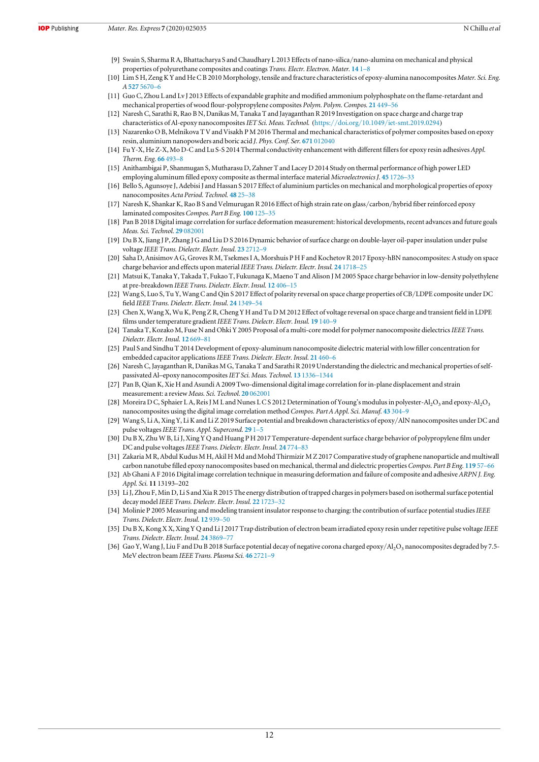[9] Swain S, Sharma R A, Bhattacharya S and Chaudhary L 2013 Effects of nano-silica/nano-alumina on mechanical and physical properties of polyurethane composites and coatings *Trans. Electr. Electron. Mater.* **14** 1–8

[10] Lim S H, Zeng K Y and He C B 2010 Morphology, tensile and fracture characteristics of epoxy-alumina nanocomposites *Mater. Sci. Eng. A* **527** 5670–6

[11] Guo C, Zhou L and Lv J 2013 Effects of expandable graphite and modified ammonium polyphosphate on the flame-retardant and mechanical properties of wood flour-polypropylene composites *Polym. Polym. Compos.* **21** 449–56

[12] Naresh C, Sarathi R, Rao B N, Danikas M, Tanaka T and Jayaganthan R 2019 Investigation on space charge and charge trap characteristics of Al-epoxy nanocomposites *IET Sci. Meas. Technol.* (https://doi.org/10.1049/iet-smt.2019.0294)

[13] Nazarenko O B, Melnikova T V and Visakh P M 2016 Thermal and mechanical characteristics of polymer composites based on epoxy resin, aluminium nanopowders and boric acid *J. Phys. Conf. Ser.* **671** 012040

[14] Fu Y-X, He Z-X, Mo D-C and Lu S-S 2014 Thermal conductivity enhancement with different fillers for epoxy resin adhesives *Appl. Therm. Eng.* **66** 493–8

[15] Anithambigai P, Shanmugan S, Mutharasu D, Zahner T and Lacey D 2014 Study on thermal performance of high power LED employing aluminum filled epoxy composite as thermal interface material *Microelectronics J.* **45** 1726–33

[16] Bello S, Agunsoye J, Adebisi J and Hassan S 2017 Effect of aluminium particles on mechanical and morphological properties of epoxy nanocomposites *Acta Period. Technol.* **48** 25–38

[17] Naresh K, Shankar K, Rao B S and Velmurugan R 2016 Effect of high strain rate on glass/carbon/hybrid fiber reinforced epoxy laminated composites *Compos. Part B Eng.* **100** 125–35

[18] Pan B 2018 Digital image correlation for surface deformation measurement: historical developments, recent advances and future goals *Meas. Sci. Technol.* **29** 082001

[19] Du B X, Jiang J P, Zhang J G and Liu D S 2016 Dynamic behavior of surface charge on double-layer oil-paper insulation under pulse voltage *IEEE Trans. Dielectr. Electr. Insul.* **23** 2712–9

[20] Saha D, Anisimov A G, Groves R M, Tsekmes I A, Morshuis P H F and Kochetov R 2017 Epoxy-hBN nanocomposites: A study on space charge behavior and effects upon material *IEEE Trans. Dielectr. Electr. Insul.* **24** 1718–25

[21] Matsui K, Tanaka Y, Takada T, Fukao T, Fukunaga K, Maeno T and Alison J M 2005 Space charge behavior in low-density polyethylene at pre-breakdown *IEEE Trans. Dielectr. Electr. Insul.* **12** 406–15

[22] Wang S, Luo S, Tu Y, Wang C and Qin S 2017 Effect of polarity reversal on space charge properties of CB/LDPE composite under DC field *IEEE Trans. Dielectr. Electr. Insul.* **24** 1349–54

[23] Chen X, Wang X, Wu K, Peng Z R, Cheng Y H and Tu D M 2012 Effect of voltage reversal on space charge and transient field in LDPE films under temperature gradient *IEEE Trans. Dielectr. Electr. Insul.* **19** 140–9

[24] Tanaka T, Kozako M, Fuse N and Ohki Y 2005 Proposal of a multi-core model for polymer nanocomposite dielectrics *IEEE Trans. Dielectr. Electr. Insul.* **12** 669–81

[25] Paul S and Sindhu T 2014 Development of epoxy-aluminum nanocomposite dielectric material with low filler concentration for embedded capacitor applications *IEEE Trans. Dielectr. Electr. Insul.* **21** 460–6

[26] Naresh C, Jayaganthan R, Danikas M G, Tanaka T and Sarathi R 2019 Understanding the dielectric and mechanical properties of self-passivated Al–epoxy nanocomposites *IET Sci. Meas. Technol.* **13** 1336–1344

[27] Pan B, Qian K, Xie H and Asundi A 2009 Two-dimensional digital image correlation for in-plane displacement and strain measurement: a review *Meas. Sci. Technol.* **20** 062001

[28] Moreira D C, Sphaier L A, Reis J M L and Nunes L C S 2012 Determination of Young's modulus in polyester-$Al_2O_3$ and epoxy-$Al_2O_3$ nanocomposites using the digital image correlation method *Compos. Part A Appl. Sci. Manuf.* **43** 304–9

[29] Wang S, Li A, Xing Y, Li K and Li Z 2019 Surface potential and breakdown characteristics of epoxy/AlN nanocomposites under DC and pulse voltages *IEEE Trans. Appl. Supercond.* **29** 1–5

[30] Du B X, Zhu W B, Li J, Xing Y Q and Huang P H 2017 Temperature-dependent surface charge behavior of polypropylene film under DC and pulse voltages *IEEE Trans. Dielectr. Electr. Insul.* **24** 774–83

[31] Zakaria M R, Abdul Kudus M H, Akil H Md and Mohd Thirmizir M Z 2017 Comparative study of graphene nanoparticle and multiwall carbon nanotube filled epoxy nanocomposites based on mechanical, thermal and dielectric properties *Compos. Part B Eng.* **119** 57–66

[32] Ab Ghani A F 2016 Digital image correlation technique in measuring deformation and failure of composite and adhesive *ARPN J. Eng. Appl. Sci.* **11** 13193–202

[33] Li J, Zhou F, Min D, Li S and Xia R 2015 The energy distribution of trapped charges in polymers based on isothermal surface potential decay model *IEEE Trans. Dielectr. Electr. Insul.* **22** 1723–32

[34] Molinie P 2005 Measuring and modeling transient insulator response to charging: the contribution of surface potential studies *IEEE Trans. Dielectr. Electr. Insul.* **12** 939–50

[35] Du B X, Kong X X, Xing Y Q and Li J 2017 Trap distribution of electron beam irradiated epoxy resin under repetitive pulse voltage *IEEE Trans. Dielectr. Electr. Insul.* **24** 3869–77

[36] Gao Y, Wang J, Liu F and Du B 2018 Surface potential decay of negative corona charged epoxy/$Al_2O_3$ nanocomposites degraded by 7.5-MeV electron beam *IEEE Trans. Plasma Sci.* **46** 2721–9